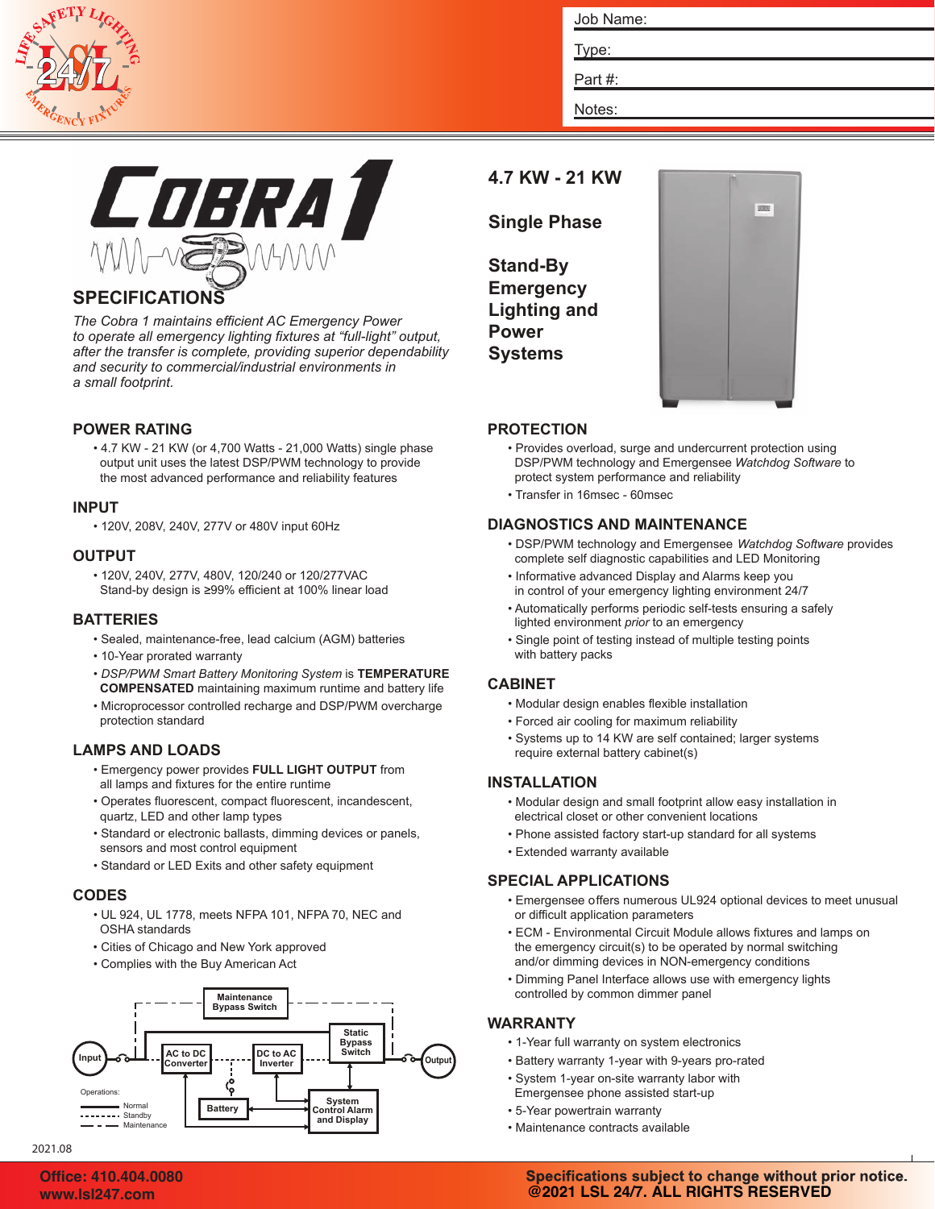Job Name:

Type:

Part #:

Notes:

# COBRA 1

## SPECIFICATIONS

*The Cobra 1 maintains efficient AC Emergency Power to operate all emergency lighting fixtures at "full-light" output, after the transfer is complete, providing superior dependability and security to commercial/industrial environments in a small footprint.*

## 4.7 KW - 21 KW

## Single Phase

## Stand-By Emergency Lighting and Power Systems

### POWER RATING

- 4.7 KW - 21 KW (or 4,700 Watts - 21,000 Watts) single phase output unit uses the latest DSP/PWM technology to provide the most advanced performance and reliability features

### INPUT

- 120V, 208V, 240V, 277V or 480V input 60Hz

### OUTPUT

- 120V, 240V, 277V, 480V, 120/240 or 120/277VAC
  Stand-by design is ≥99% efficient at 100% linear load

### BATTERIES

- Sealed, maintenance-free, lead calcium (AGM) batteries
- 10-Year prorated warranty
- *DSP/PWM Smart Battery Monitoring System* is **TEMPERATURE COMPENSATED** maintaining maximum runtime and battery life
- Microprocessor controlled recharge and DSP/PWM overcharge protection standard

### LAMPS AND LOADS

- Emergency power provides **FULL LIGHT OUTPUT** from all lamps and fixtures for the entire runtime
- Operates fluorescent, compact fluorescent, incandescent, quartz, LED and other lamp types
- Standard or electronic ballasts, dimming devices or panels, sensors and most control equipment
- Standard or LED Exits and other safety equipment

### CODES

- UL 924, UL 1778, meets NFPA 101, NFPA 70, NEC and OSHA standards
- Cities of Chicago and New York approved
- Complies with the Buy American Act

Maintenance Bypass Switch, Static Bypass Switch, Input, AC to DC Converter, DC to AC Inverter, Output, Battery, System Control Alarm and Display

Operations: Normal, Standby, Maintenance

### PROTECTION

- Provides overload, surge and undercurrent protection using DSP/PWM technology and Emergensee *Watchdog Software* to protect system performance and reliability
- Transfer in 16msec - 60msec

### DIAGNOSTICS AND MAINTENANCE

- DSP/PWM technology and Emergensee *Watchdog Software* provides complete self diagnostic capabilities and LED Monitoring
- Informative advanced Display and Alarms keep you in control of your emergency lighting environment 24/7
- Automatically performs periodic self-tests ensuring a safely lighted environment *prior* to an emergency
- Single point of testing instead of multiple testing points with battery packs

### CABINET

- Modular design enables flexible installation
- Forced air cooling for maximum reliability
- Systems up to 14 KW are self contained; larger systems require external battery cabinet(s)

### INSTALLATION

- Modular design and small footprint allow easy installation in electrical closet or other convenient locations
- Phone assisted factory start-up standard for all systems
- Extended warranty available

### SPECIAL APPLICATIONS

- Emergensee offers numerous UL924 optional devices to meet unusual or difficult application parameters
- ECM - Environmental Circuit Module allows fixtures and lamps on the emergency circuit(s) to be operated by normal switching and/or dimming devices in NON-emergency conditions
- Dimming Panel Interface allows use with emergency lights controlled by common dimmer panel

### WARRANTY

- 1-Year full warranty on system electronics
- Battery warranty 1-year with 9-years pro-rated
- System 1-year on-site warranty labor with Emergensee phone assisted start-up
- 5-Year powertrain warranty
- Maintenance contracts available

2021.08

**Office: 410.404.0080**
**www.lsl247.com**

**Specifications subject to change without prior notice.**
**@2021 LSL 24/7. ALL RIGHTS RESERVED**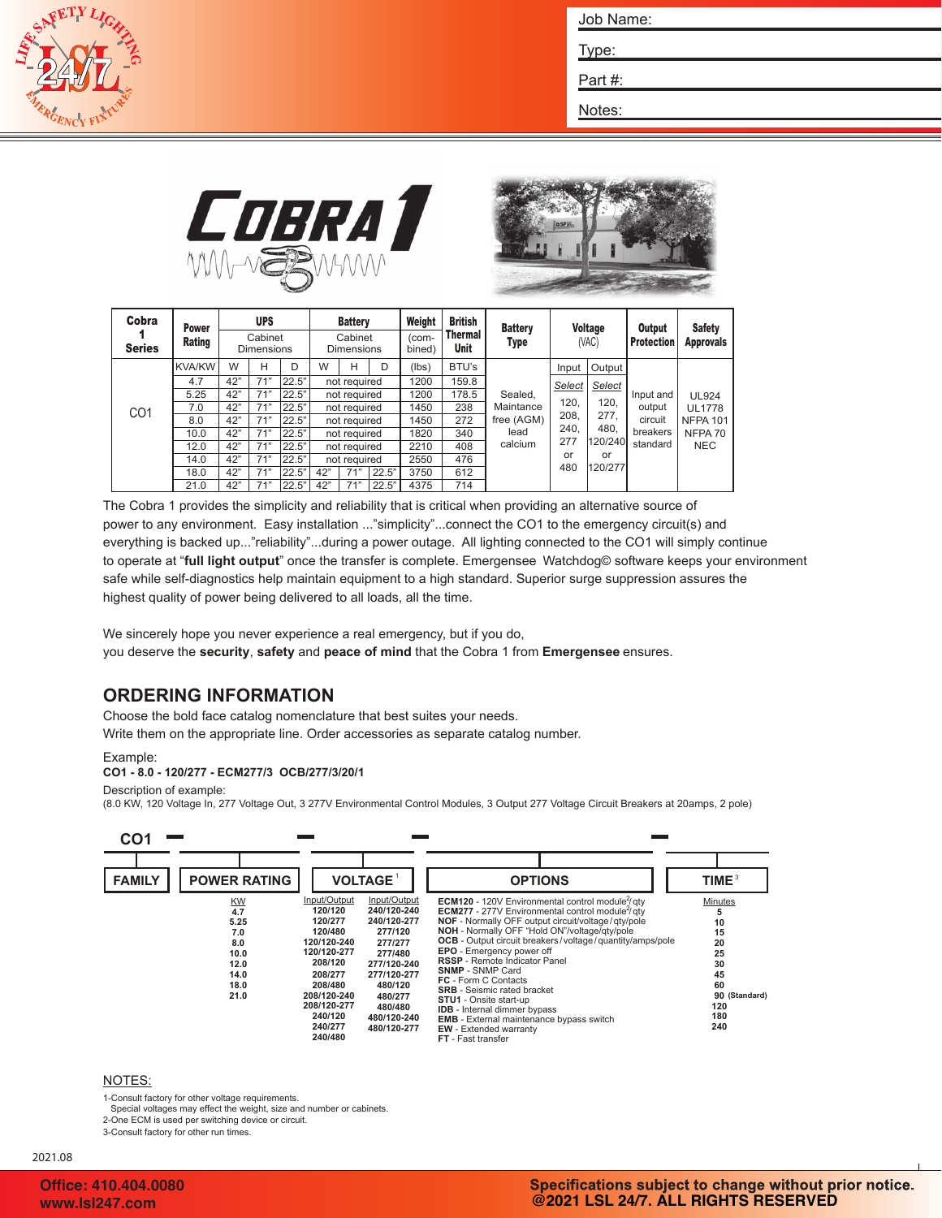Job Name:

Type:

Part #:

Notes:

| Cobra 1 Series | Power Rating | UPS Cabinet Dimensions | | | Battery Cabinet Dimensions | | | Weight (combined) | British Thermal Unit | Battery Type | Voltage (VAC) | | Output Protection | Safety Approvals |
|---|---|---|---|---|---|---|---|---|---|---|---|---|---|---|
| | KVA/KW | W | H | D | W | H | D | (lbs) | BTU's | | Input | Output | | |
| CO1 | 4.7 | 42" | 71" | 22.5" | not required | | | 1200 | 159.8 | Sealed, Maintance free (AGM) lead calcium | Select 120, 208, 240, 277 or 480 | Select 120, 277, 480, 120/240 or 120/277 | Input and output circuit breakers standard | UL924 UL1778 NFPA 101 NFPA 70 NEC |
| | 5.25 | 42" | 71" | 22.5" | not required | | | 1200 | 178.5 | | | | | |
| | 7.0 | 42" | 71" | 22.5" | not required | | | 1450 | 238 | | | | | |
| | 8.0 | 42" | 71" | 22.5" | not required | | | 1450 | 272 | | | | | |
| | 10.0 | 42" | 71" | 22.5" | not required | | | 1820 | 340 | | | | | |
| | 12.0 | 42" | 71" | 22.5" | not required | | | 2210 | 408 | | | | | |
| | 14.0 | 42" | 71" | 22.5" | not required | | | 2550 | 476 | | | | | |
| | 18.0 | 42" | 71" | 22.5" | 42" | 71" | 22.5" | 3750 | 612 | | | | | |
| | 21.0 | 42" | 71" | 22.5" | 42" | 71" | 22.5" | 4375 | 714 | | | | | |

The Cobra 1 provides the simplicity and reliability that is critical when providing an alternative source of power to any environment. Easy installation ..."simplicity"...connect the CO1 to the emergency circuit(s) and everything is backed up..."reliability"...during a power outage. All lighting connected to the CO1 will simply continue to operate at "**full light output**" once the transfer is complete. Emergensee Watchdog© software keeps your environment safe while self-diagnostics help maintain equipment to a high standard. Superior surge suppression assures the highest quality of power being delivered to all loads, all the time.

We sincerely hope you never experience a real emergency, but if you do, you deserve the **security**, **safety** and **peace of mind** that the Cobra 1 from **Emergensee** ensures.

## ORDERING INFORMATION

Choose the bold face catalog nomenclature that best suites your needs.
Write them on the appropriate line. Order accessories as separate catalog number.

Example:
**CO1 - 8.0 - 120/277 - ECM277/3 OCB/277/3/20/1**

Description of example:
(8.0 KW, 120 Voltage In, 277 Voltage Out, 3 277V Environmental Control Modules, 3 Output 277 Voltage Circuit Breakers at 20amps, 2 pole)

**CO1** – ____ – ____ – ____ – ____

| FAMILY | POWER RATING | VOLTAGE [1] | OPTIONS | TIME [3] |
|---|---|---|---|---|
| | KW<br>**4.7**<br>**5.25**<br>**7.0**<br>**8.0**<br>**10.0**<br>**12.0**<br>**14.0**<br>**18.0**<br>**21.0** | Input/Output<br>**120/120**<br>**120/277**<br>**120/480**<br>**120/120-240**<br>**120/120-277**<br>**208/120**<br>**208/277**<br>**208/480**<br>**208/120-240**<br>**208/120-277**<br>**240/120**<br>**240/277**<br>**240/480**<br>Input/Output<br>**240/120-240**<br>**240/120-277**<br>**277/120**<br>**277/277**<br>**277/480**<br>**277/120-240**<br>**277/120-277**<br>**480/120**<br>**480/277**<br>**480/480**<br>**480/120-240**<br>**480/120-277** | **ECM120** - 120V Environmental control module[2]/qty<br>**ECM277** - 277V Environmental control module[2]/qty<br>**NOF** - Normally OFF output circuit/voltage/qty/pole<br>**NOH** - Normally OFF "Hold ON"/voltage/qty/pole<br>**OCB** - Output circuit breakers/voltage/quantity/amps/pole<br>**EPO** - Emergency power off<br>**RSSP** - Remote Indicator Panel<br>**SNMP** - SNMP Card<br>**FC** - Form C Contacts<br>**SRB** - Seismic rated bracket<br>**STU1** - Onsite start-up<br>**IDB** - Internal dimmer bypass<br>**EMB** - External maintenance bypass switch<br>**EW** - Extended warranty<br>**FT** - Fast transfer | Minutes<br>**5**<br>**10**<br>**15**<br>**20**<br>**25**<br>**30**<br>**45**<br>**60**<br>**90 (Standard)**<br>**120**<br>**180**<br>**240** |

NOTES:

1-Consult factory for other voltage requirements.
  Special voltages may effect the weight, size and number or cabinets.
2-One ECM is used per switching device or circuit.
3-Consult factory for other run times.

2021.08

Office: 410.404.0080
www.lsl247.com

Specifications subject to change without prior notice.
@2021 LSL 24/7. ALL RIGHTS RESERVED